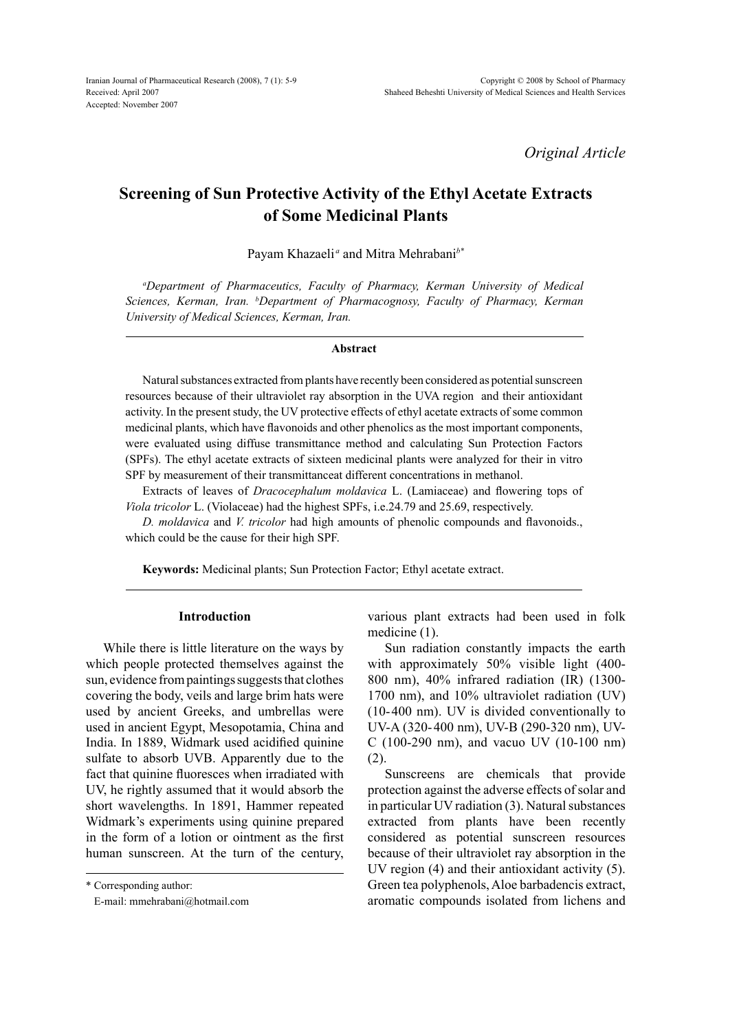Received: April 2007
Accepted: November 2007

*Original Article*

# Screening of Sun Protective Activity of the Ethyl Acetate Extracts of Some Medicinal Plants

Payam Khazaeli[a] and Mitra Mehrabani[b*]

*[a]Department of Pharmaceutics, Faculty of Pharmacy, Kerman University of Medical Sciences, Kerman, Iran. [b]Department of Pharmacognosy, Faculty of Pharmacy, Kerman University of Medical Sciences, Kerman, Iran.*

## Abstract

Natural substances extracted from plants have recently been considered as potential sunscreen resources because of their ultraviolet ray absorption in the UVA region and their antioxidant activity. In the present study, the UV protective effects of ethyl acetate extracts of some common medicinal plants, which have flavonoids and other phenolics as the most important components, were evaluated using diffuse transmittance method and calculating Sun Protection Factors (SPFs). The ethyl acetate extracts of sixteen medicinal plants were analyzed for their in vitro SPF by measurement of their transmittanceat different concentrations in methanol.

Extracts of leaves of *Dracocephalum moldavica* L. (Lamiaceae) and flowering tops of *Viola tricolor* L. (Violaceae) had the highest SPFs, i.e.24.79 and 25.69, respectively.

*D. moldavica* and *V. tricolor* had high amounts of phenolic compounds and flavonoids., which could be the cause for their high SPF.

**Keywords:** Medicinal plants; Sun Protection Factor; Ethyl acetate extract.

## Introduction

While there is little literature on the ways by which people protected themselves against the sun, evidence from paintings suggests that clothes covering the body, veils and large brim hats were used by ancient Greeks, and umbrellas were used in ancient Egypt, Mesopotamia, China and India. In 1889, Widmark used acidified quinine sulfate to absorb UVB. Apparently due to the fact that quinine fluoresces when irradiated with UV, he rightly assumed that it would absorb the short wavelengths. In 1891, Hammer repeated Widmark's experiments using quinine prepared in the form of a lotion or ointment as the first human sunscreen. At the turn of the century, various plant extracts had been used in folk medicine (1).

Sun radiation constantly impacts the earth with approximately 50% visible light (400-800 nm), 40% infrared radiation (IR) (1300-1700 nm), and 10% ultraviolet radiation (UV) (10-400 nm). UV is divided conventionally to UV-A (320-400 nm), UV-B (290-320 nm), UV-C (100-290 nm), and vacuo UV (10-100 nm) (2).

Sunscreens are chemicals that provide protection against the adverse effects of solar and in particular UV radiation (3). Natural substances extracted from plants have been recently considered as potential sunscreen resources because of their ultraviolet ray absorption in the UV region (4) and their antioxidant activity (5). Green tea polyphenols, Aloe barbadencis extract, aromatic compounds isolated from lichens and

\* Corresponding author:
E-mail: mmehrabani@hotmail.com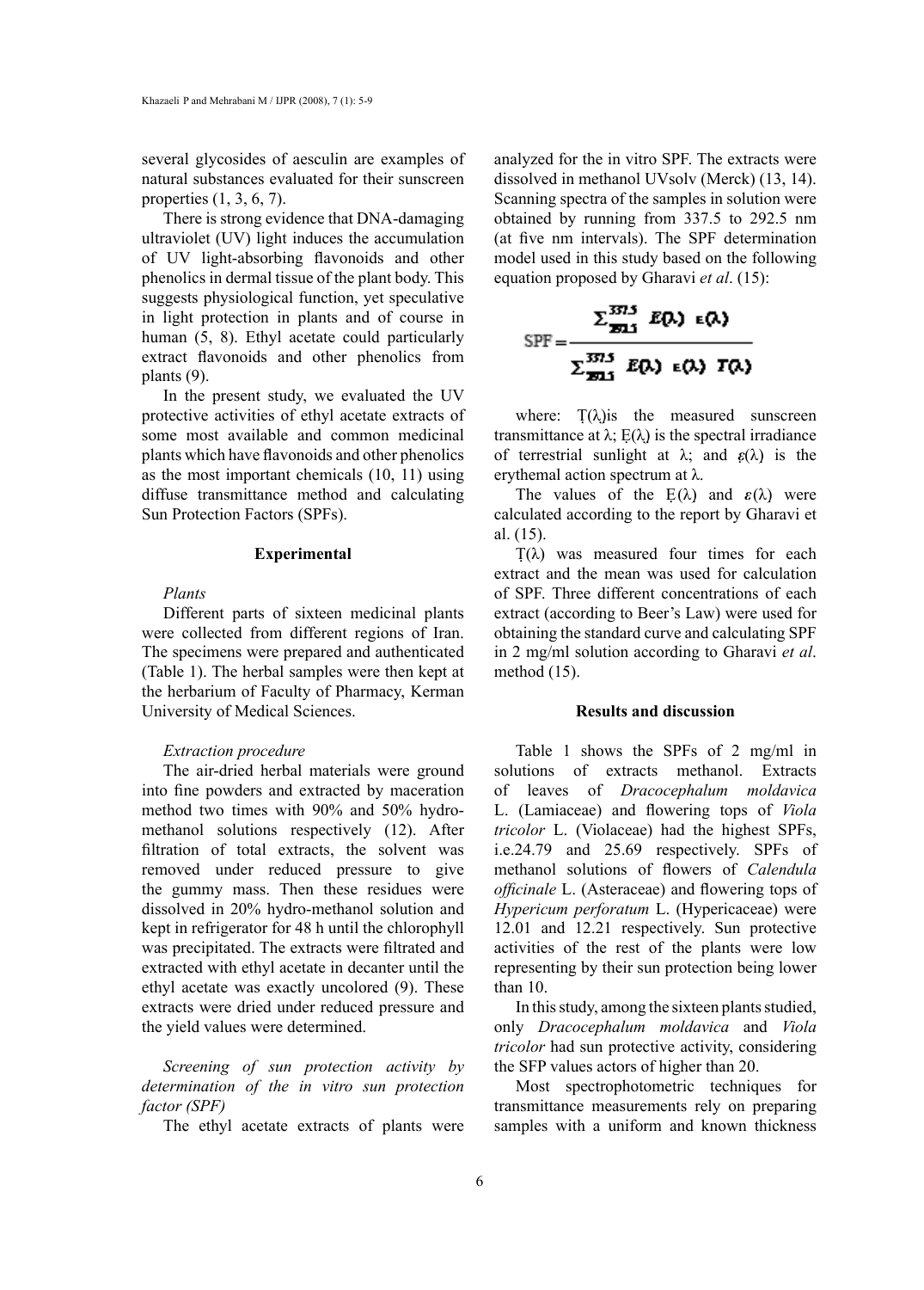several glycosides of aesculin are examples of natural substances evaluated for their sunscreen properties (1, 3, 6, 7).

There is strong evidence that DNA-damaging ultraviolet (UV) light induces the accumulation of UV light-absorbing flavonoids and other phenolics in dermal tissue of the plant body. This suggests physiological function, yet speculative in light protection in plants and of course in human (5, 8). Ethyl acetate could particularly extract flavonoids and other phenolics from plants (9).

In the present study, we evaluated the UV protective activities of ethyl acetate extracts of some most available and common medicinal plants which have flavonoids and other phenolics as the most important chemicals (10, 11) using diffuse transmittance method and calculating Sun Protection Factors (SPFs).

## Experimental

*Plants*

Different parts of sixteen medicinal plants were collected from different regions of Iran. The specimens were prepared and authenticated (Table 1). The herbal samples were then kept at the herbarium of Faculty of Pharmacy, Kerman University of Medical Sciences.

*Extraction procedure*

The air-dried herbal materials were ground into fine powders and extracted by maceration method two times with 90% and 50% hydro-methanol solutions respectively (12). After filtration of total extracts, the solvent was removed under reduced pressure to give the gummy mass. Then these residues were dissolved in 20% hydro-methanol solution and kept in refrigerator for 48 h until the chlorophyll was precipitated. The extracts were filtrated and extracted with ethyl acetate in decanter until the ethyl acetate was exactly uncolored (9). These extracts were dried under reduced pressure and the yield values were determined.

*Screening of sun protection activity by determination of the in vitro sun protection factor (SPF)*

The ethyl acetate extracts of plants were analyzed for the in vitro SPF. The extracts were dissolved in methanol UVsolv (Merck) (13, 14). Scanning spectra of the samples in solution were obtained by running from 337.5 to 292.5 nm (at five nm intervals). The SPF determination model used in this study based on the following equation proposed by Gharavi *et al*. (15):

$$SPF = \frac{\sum_{292.5}^{337.5} E(\lambda)\ \varepsilon(\lambda)}{\sum_{292.5}^{337.5} E(\lambda)\ \varepsilon(\lambda)\ T(\lambda)}$$

where: $T(\lambda)$ is the measured sunscreen transmittance at $\lambda$; $E(\lambda)$ is the spectral irradiance of terrestrial sunlight at $\lambda$; and $\varepsilon(\lambda)$ is the erythemal action spectrum at $\lambda$.

The values of the $E(\lambda)$ and $\varepsilon(\lambda)$ were calculated according to the report by Gharavi et al. (15).

$T(\lambda)$ was measured four times for each extract and the mean was used for calculation of SPF. Three different concentrations of each extract (according to Beer's Law) were used for obtaining the standard curve and calculating SPF in 2 mg/ml solution according to Gharavi *et al*. method (15).

## Results and discussion

Table 1 shows the SPFs of 2 mg/ml in solutions of extracts methanol. Extracts of leaves of *Dracocephalum moldavica* L. (Lamiaceae) and flowering tops of *Viola tricolor* L. (Violaceae) had the highest SPFs, i.e.24.79 and 25.69 respectively. SPFs of methanol solutions of flowers of *Calendula officinale* L. (Asteraceae) and flowering tops of *Hypericum perforatum* L. (Hypericaceae) were 12.01 and 12.21 respectively. Sun protective activities of the rest of the plants were low representing by their sun protection being lower than 10.

In this study, among the sixteen plants studied, only *Dracocephalum moldavica* and *Viola tricolor* had sun protective activity, considering the SFP values actors of higher than 20.

Most spectrophotometric techniques for transmittance measurements rely on preparing samples with a uniform and known thickness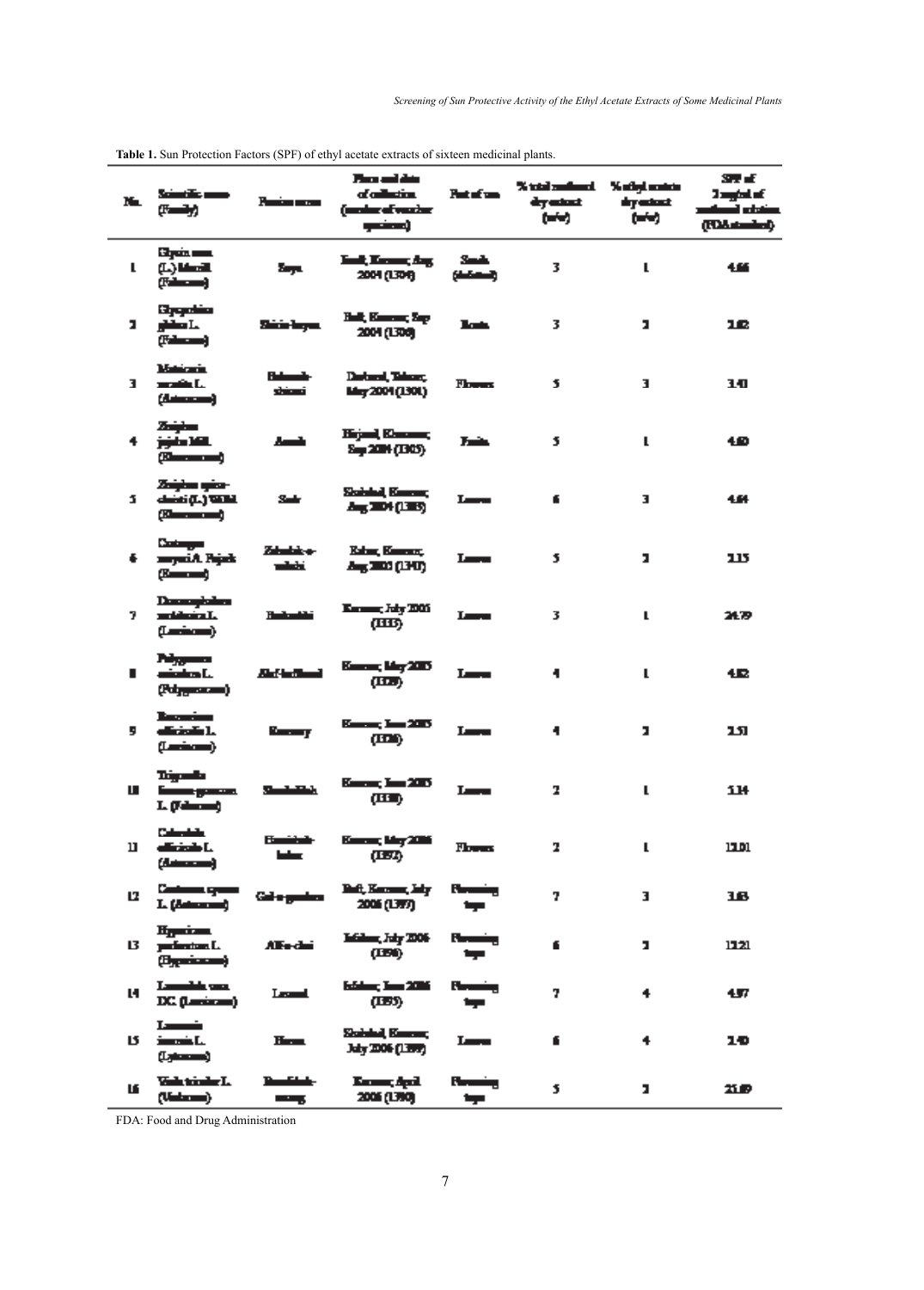**Table 1.** Sun Protection Factors (SPF) of ethyl acetate extracts of sixteen medicinal plants.

| No. | Scientific name (Family) | Persian name | Place and date of collection (number of voucher specimen) | Part of use | % total methanol dry extract (w/w) | % ethyl acetate dry extract (w/w) | SPF of 2 mg/ml of methanol solution (FDA standard) |
|---|---|---|---|---|---|---|---|
| 1 | *Glycine max* (L.) Merrill (Fabaceae) | Soya | Jiroft, Kerman, Aug 2004 (1304) | Seeds (defatted) | 3 | 1 | 4.66 |
| 2 | *Glycyrrhiza glabra* L. (Fabaceae) | Shirin-bayan | Baft, Kerman, Sep 2004 (1308) | Roots | 3 | 2 | 2.62 |
| 3 | *Matricaria recutita* L. (Asteraceae) | Babooneh-shirazi | Dasht-e, Tehran, May 2004 (1301) | Flowers | 5 | 3 | 3.41 |
| 4 | *Ziziphus jujuba* Mill. (Rhamnaceae) | Annab | Birjand, Khorasan, Sep 2004 (1305) | Fruits | 5 | 1 | 4.60 |
| 5 | *Ziziphus spina-christi* (L.) Willd. (Rhamnaceae) | Sedr | Shahdad, Kerman, Aug 2004 (1303) | Leaves | 6 | 3 | 4.04 |
| 6 | *Crataegus meyeri* A. Pojark (Rosaceae) | Zalzalak-e-sahrai | Rabor, Kerman, Aug 2005 (1340) | Leaves | 5 | 2 | 2.15 |
| 7 | *Dracocephalum moldavica* L. (Lamiaceae) | Badranjbooye | Kerman, July 2005 (1333) | Leaves | 3 | 1 | 24.79 |
| 8 | *Polygonum aviculare* L. (Polygonaceae) | Alaf-e-hafbandi | Kerman, May 2005 (1329) | Leaves | 4 | 1 | 4.82 |
| 9 | *Rosmarinus officinalis* L. (Lamiaceae) | Rosemary | Kerman, June 2005 (1326) | Leaves | 4 | 2 | 2.51 |
| 10 | *Trigonella foenum-graecum* L. (Fabaceae) | Shanbalileh | Kerman, June 2005 (1330) | Leaves | 2 | 1 | 5.14 |
| 11 | *Calendula officinalis* L. (Asteraceae) | Hamisheh-bahar | Kerman, May 2006 (1392) | Flowers | 2 | 1 | 12.01 |
| 12 | *Centaurea cyanus* L. (Asteraceae) | Gol-e-gandom | Baft, Kerman, July 2006 (1397) | Flowering tops | 7 | 3 | 3.63 |
| 13 | *Hypericum perforatum* L. (Hypericaceae) | Alaf-e-chai | Isfahan, July 2006 (1396) | Flowering tops | 6 | 2 | 12.21 |
| 14 | *Lavandula vera* DC. (Lamiaceae) | Lavand | Isfahan, June 2006 (1395) | Flowering tops | 7 | 4 | 4.97 |
| 15 | *Lawsonia inermis* L. (Lythraceae) | Hanna | Shahdad, Kerman, July 2006 (1399) | Leaves | 6 | 4 | 2.40 |
| 16 | *Viola tricolor* L. (Violaceae) | Banafsheh-sehrang | Kerman, April 2006 (1390) | Flowering tops | 5 | 2 | 25.89 |

FDA: Food and Drug Administration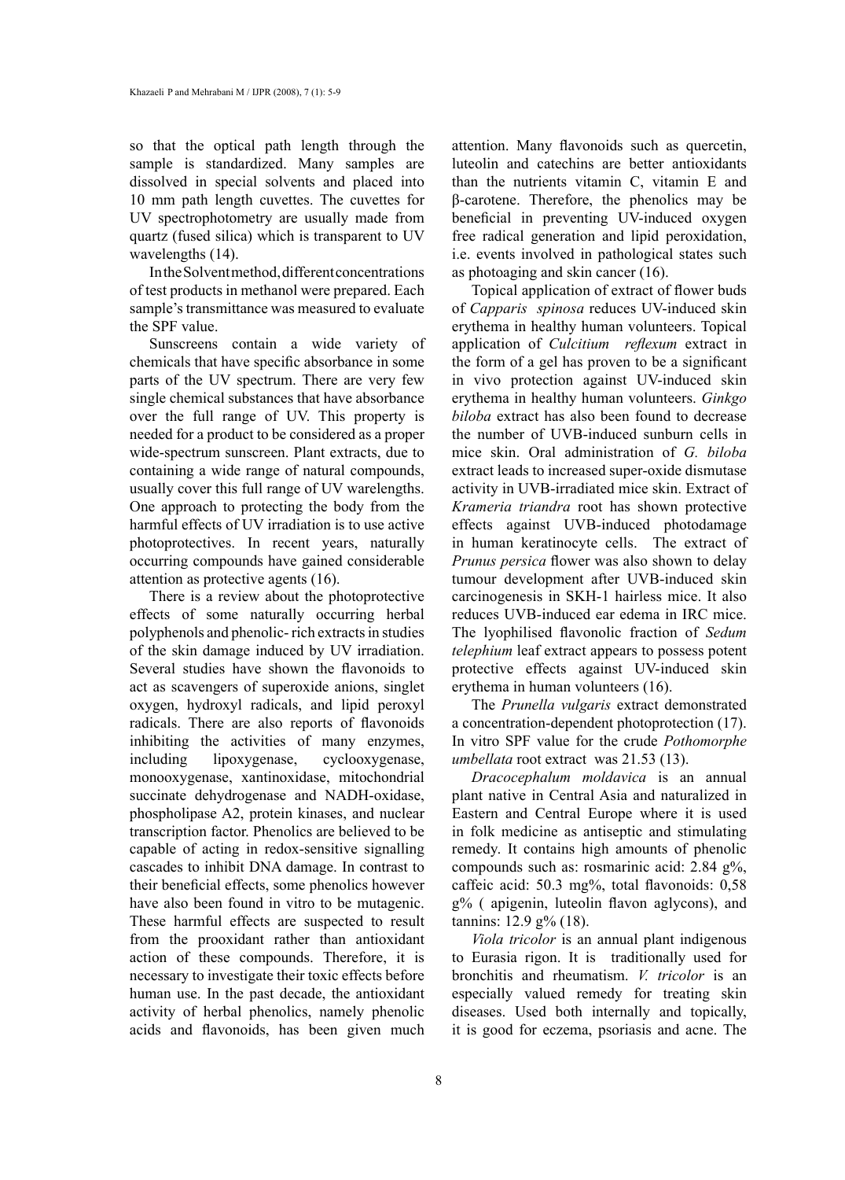so that the optical path length through the sample is standardized. Many samples are dissolved in special solvents and placed into 10 mm path length cuvettes. The cuvettes for UV spectrophotometry are usually made from quartz (fused silica) which is transparent to UV wavelengths (14).

In the Solvent method, different concentrations of test products in methanol were prepared. Each sample's transmittance was measured to evaluate the SPF value.

Sunscreens contain a wide variety of chemicals that have specific absorbance in some parts of the UV spectrum. There are very few single chemical substances that have absorbance over the full range of UV. This property is needed for a product to be considered as a proper wide-spectrum sunscreen. Plant extracts, due to containing a wide range of natural compounds, usually cover this full range of UV wavelengths. One approach to protecting the body from the harmful effects of UV irradiation is to use active photoprotectives. In recent years, naturally occurring compounds have gained considerable attention as protective agents (16).

There is a review about the photoprotective effects of some naturally occurring herbal polyphenols and phenolic- rich extracts in studies of the skin damage induced by UV irradiation. Several studies have shown the flavonoids to act as scavengers of superoxide anions, singlet oxygen, hydroxyl radicals, and lipid peroxyl radicals. There are also reports of flavonoids inhibiting the activities of many enzymes, including lipoxygenase, cyclooxygenase, monooxygenase, xantinoxidase, mitochondrial succinate dehydrogenase and NADH-oxidase, phospholipase A2, protein kinases, and nuclear transcription factor. Phenolics are believed to be capable of acting in redox-sensitive signalling cascades to inhibit DNA damage. In contrast to their beneficial effects, some phenolics however have also been found in vitro to be mutagenic. These harmful effects are suspected to result from the prooxidant rather than antioxidant action of these compounds. Therefore, it is necessary to investigate their toxic effects before human use. In the past decade, the antioxidant activity of herbal phenolics, namely phenolic acids and flavonoids, has been given much attention. Many flavonoids such as quercetin, luteolin and catechins are better antioxidants than the nutrients vitamin C, vitamin E and β-carotene. Therefore, the phenolics may be beneficial in preventing UV-induced oxygen free radical generation and lipid peroxidation, i.e. events involved in pathological states such as photoaging and skin cancer (16).

Topical application of extract of flower buds of *Capparis spinosa* reduces UV-induced skin erythema in healthy human volunteers. Topical application of *Culcitium reflexum* extract in the form of a gel has proven to be a significant in vivo protection against UV-induced skin erythema in healthy human volunteers. *Ginkgo biloba* extract has also been found to decrease the number of UVB-induced sunburn cells in mice skin. Oral administration of *G. biloba* extract leads to increased super-oxide dismutase activity in UVB-irradiated mice skin. Extract of *Krameria triandra* root has shown protective effects against UVB-induced photodamage in human keratinocyte cells. The extract of *Prunus persica* flower was also shown to delay tumour development after UVB-induced skin carcinogenesis in SKH-1 hairless mice. It also reduces UVB-induced ear edema in IRC mice. The lyophilised flavonolic fraction of *Sedum telephium* leaf extract appears to possess potent protective effects against UV-induced skin erythema in human volunteers (16).

The *Prunella vulgaris* extract demonstrated a concentration-dependent photoprotection (17). In vitro SPF value for the crude *Pothomorphe umbellata* root extract was 21.53 (13).

*Dracocephalum moldavica* is an annual plant native in Central Asia and naturalized in Eastern and Central Europe where it is used in folk medicine as antiseptic and stimulating remedy. It contains high amounts of phenolic compounds such as: rosmarinic acid: 2.84 g%, caffeic acid: 50.3 mg%, total flavonoids: 0,58 g% ( apigenin, luteolin flavon aglycons), and tannins: 12.9 g% (18).

*Viola tricolor* is an annual plant indigenous to Eurasia rigon. It is traditionally used for bronchitis and rheumatism. *V. tricolor* is an especially valued remedy for treating skin diseases. Used both internally and topically, it is good for eczema, psoriasis and acne. The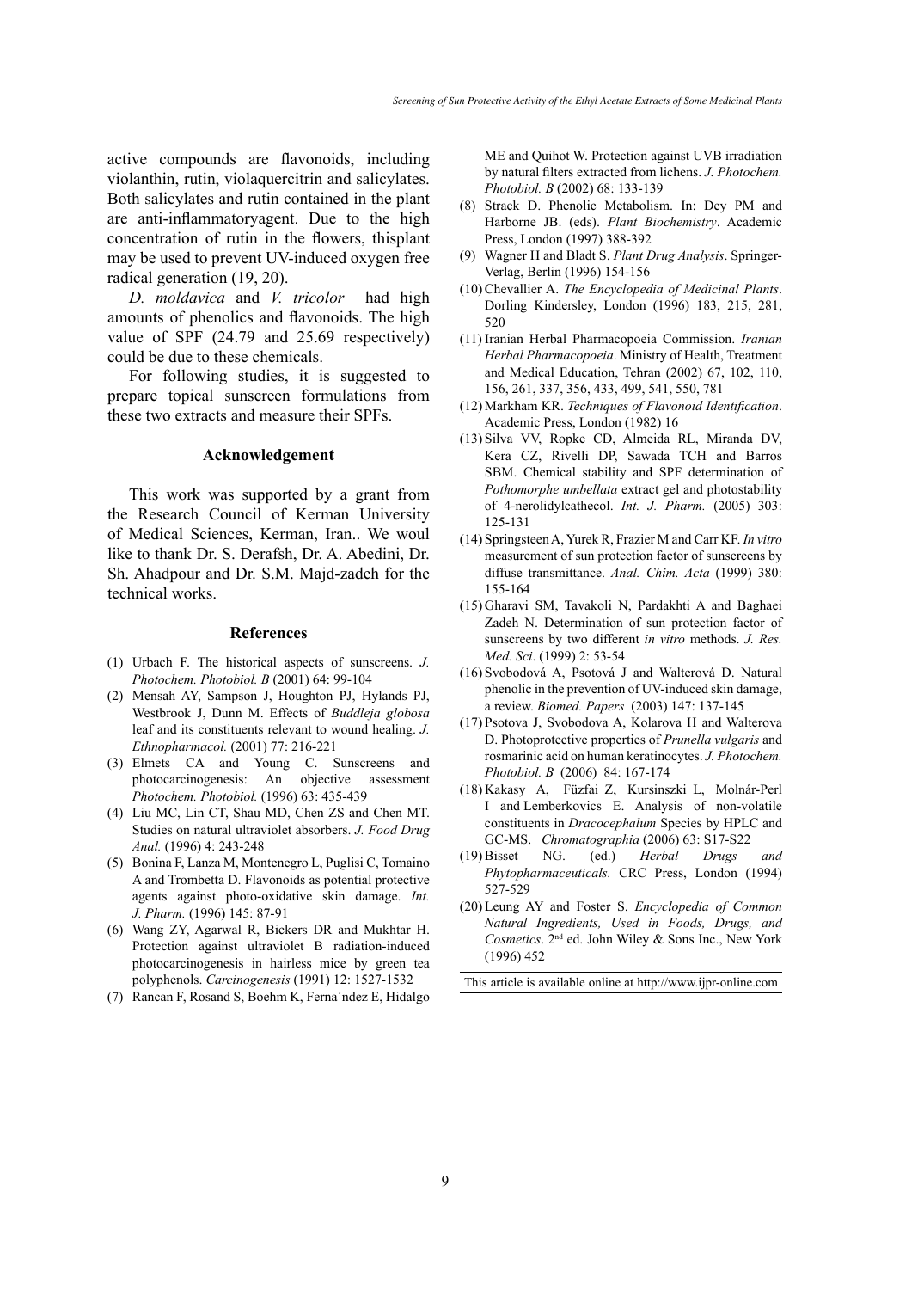active compounds are flavonoids, including violanthin, rutin, violaquercitrin and salicylates. Both salicylates and rutin contained in the plant are anti-inflammatoryagent. Due to the high concentration of rutin in the flowers, thisplant may be used to prevent UV-induced oxygen free radical generation (19, 20).

*D. moldavica* and *V. tricolor* had high amounts of phenolics and flavonoids. The high value of SPF (24.79 and 25.69 respectively) could be due to these chemicals.

For following studies, it is suggested to prepare topical sunscreen formulations from these two extracts and measure their SPFs.

## Acknowledgement

This work was supported by a grant from the Research Council of Kerman University of Medical Sciences, Kerman, Iran.. We woul like to thank Dr. S. Derafsh, Dr. A. Abedini, Dr. Sh. Ahadpour and Dr. S.M. Majd-zadeh for the technical works.

## References

(1) Urbach F. The historical aspects of sunscreens. *J. Photochem. Photobiol. B* (2001) 64: 99-104

(2) Mensah AY, Sampson J, Houghton PJ, Hylands PJ, Westbrook J, Dunn M. Effects of *Buddleja globosa* leaf and its constituents relevant to wound healing. *J. Ethnopharmacol.* (2001) 77: 216-221

(3) Elmets CA and Young C. Sunscreens and photocarcinogenesis: An objective assessment *Photochem. Photobiol.* (1996) 63: 435-439

(4) Liu MC, Lin CT, Shau MD, Chen ZS and Chen MT. Studies on natural ultraviolet absorbers. *J. Food Drug Anal.* (1996) 4: 243-248

(5) Bonina F, Lanza M, Montenegro L, Puglisi C, Tomaino A and Trombetta D. Flavonoids as potential protective agents against photo-oxidative skin damage. *Int. J. Pharm.* (1996) 145: 87-91

(6) Wang ZY, Agarwal R, Bickers DR and Mukhtar H. Protection against ultraviolet B radiation-induced photocarcinogenesis in hairless mice by green tea polyphenols. *Carcinogenesis* (1991) 12: 1527-1532

(7) Rancan F, Rosand S, Boehm K, Ferna´ndez E, Hidalgo ME and Quihot W. Protection against UVB irradiation by natural filters extracted from lichens. *J. Photochem. Photobiol. B* (2002) 68: 133-139

(8) Strack D. Phenolic Metabolism. In: Dey PM and Harborne JB. (eds). *Plant Biochemistry*. Academic Press, London (1997) 388-392

(9) Wagner H and Bladt S. *Plant Drug Analysis*. Springer-Verlag, Berlin (1996) 154-156

(10) Chevallier A. *The Encyclopedia of Medicinal Plants*. Dorling Kindersley, London (1996) 183, 215, 281, 520

(11) Iranian Herbal Pharmacopoeia Commission. *Iranian Herbal Pharmacopoeia*. Ministry of Health, Treatment and Medical Education, Tehran (2002) 67, 102, 110, 156, 261, 337, 356, 433, 499, 541, 550, 781

(12) Markham KR. *Techniques of Flavonoid Identification*. Academic Press, London (1982) 16

(13) Silva VV, Ropke CD, Almeida RL, Miranda DV, Kera CZ, Rivelli DP, Sawada TCH and Barros SBM. Chemical stability and SPF determination of *Pothomorphe umbellata* extract gel and photostability of 4-nerolidylcathecol. *Int. J. Pharm.* (2005) 303: 125-131

(14) Springsteen A, Yurek R, Frazier M and Carr KF. *In vitro* measurement of sun protection factor of sunscreens by diffuse transmittance. *Anal. Chim. Acta* (1999) 380: 155-164

(15) Gharavi SM, Tavakoli N, Pardakhti A and Baghaei Zadeh N. Determination of sun protection factor of sunscreens by two different *in vitro* methods. *J. Res. Med. Sci*. (1999) 2: 53-54

(16) Svobodová A, Psotová J and Walterová D. Natural phenolic in the prevention of UV-induced skin damage, a review. *Biomed. Papers* (2003) 147: 137-145

(17) Psotova J, Svobodova A, Kolarova H and Walterova D. Photoprotective properties of *Prunella vulgaris* and rosmarinic acid on human keratinocytes. *J. Photochem. Photobiol. B* (2006) 84: 167-174

(18) Kakasy A, Füzfai Z, Kursinszki L, Molnár-Perl I and Lemberkovics E. Analysis of non-volatile constituents in *Dracocephalum* Species by HPLC and GC-MS. *Chromatographia* (2006) 63: S17-S22

(19) Bisset NG. (ed.) *Herbal Drugs and Phytopharmaceuticals.* CRC Press, London (1994) 527-529

(20) Leung AY and Foster S. *Encyclopedia of Common Natural Ingredients, Used in Foods, Drugs, and Cosmetics*. 2nd ed. John Wiley & Sons Inc., New York (1996) 452

This article is available online at http://www.ijpr-online.com